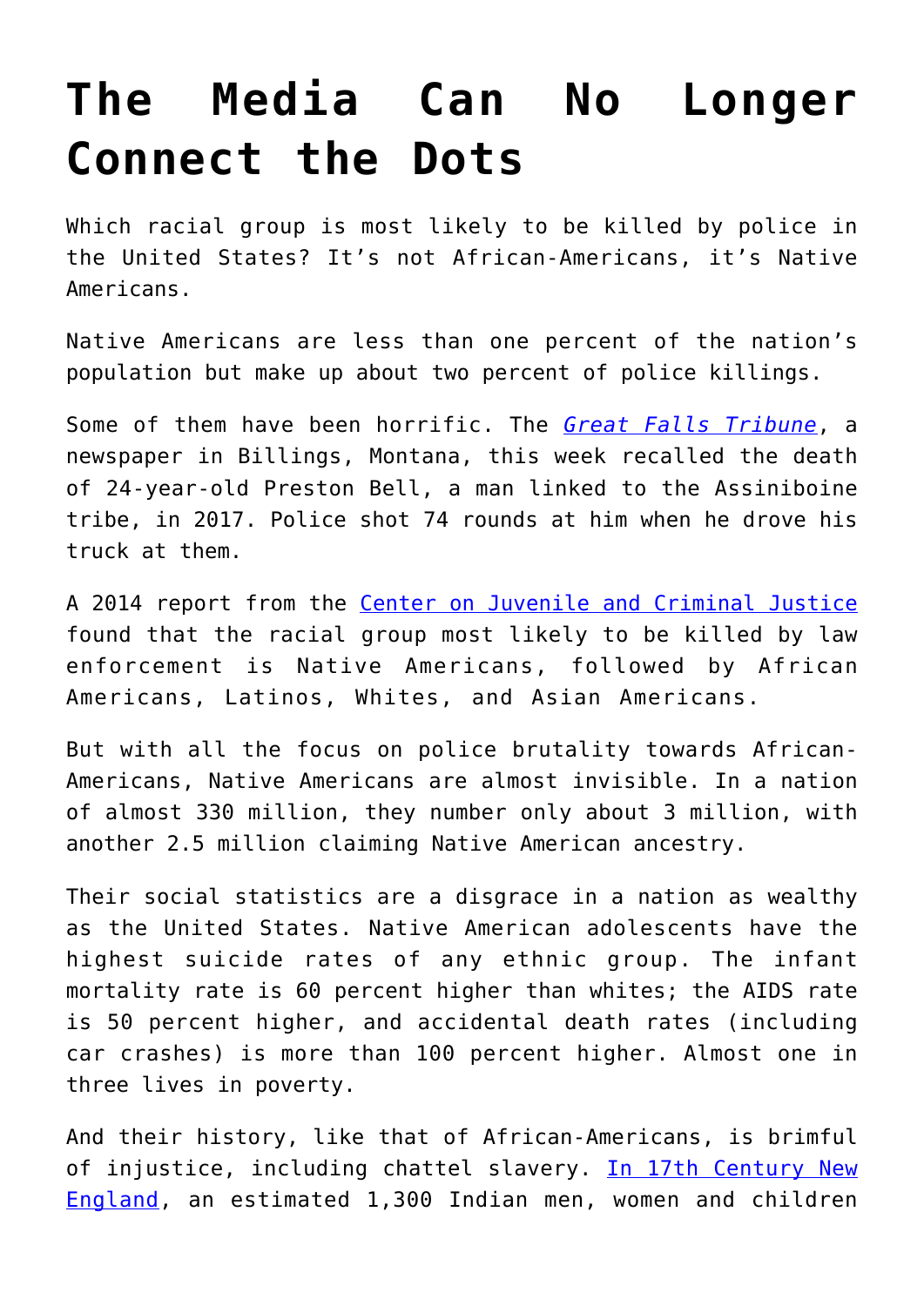# The Media Can No Longer Connect the Dots

Which racial group is most likely to be killed by police in the United States? It's not African-Americans, it's Native Americans.

Native Americans are less than one percent of the nation's population but make up about two percent of police killings.

Some of them have been horrific. The *Great Falls Tribune*, a newspaper in Billings, Montana, this week recalled the death of 24-year-old Preston Bell, a man linked to the Assiniboine tribe, in 2017. Police shot 74 rounds at him when he drove his truck at them.

A 2014 report from the Center on Juvenile and Criminal Justice found that the racial group most likely to be killed by law enforcement is Native Americans, followed by African Americans, Latinos, Whites, and Asian Americans.

But with all the focus on police brutality towards African-Americans, Native Americans are almost invisible. In a nation of almost 330 million, they number only about 3 million, with another 2.5 million claiming Native American ancestry.

Their social statistics are a disgrace in a nation as wealthy as the United States. Native American adolescents have the highest suicide rates of any ethnic group. The infant mortality rate is 60 percent higher than whites; the AIDS rate is 50 percent higher, and accidental death rates (including car crashes) is more than 100 percent higher. Almost one in three lives in poverty.

And their history, like that of African-Americans, is brimful of injustice, including chattel slavery. In 17th Century New England, an estimated 1,300 Indian men, women and children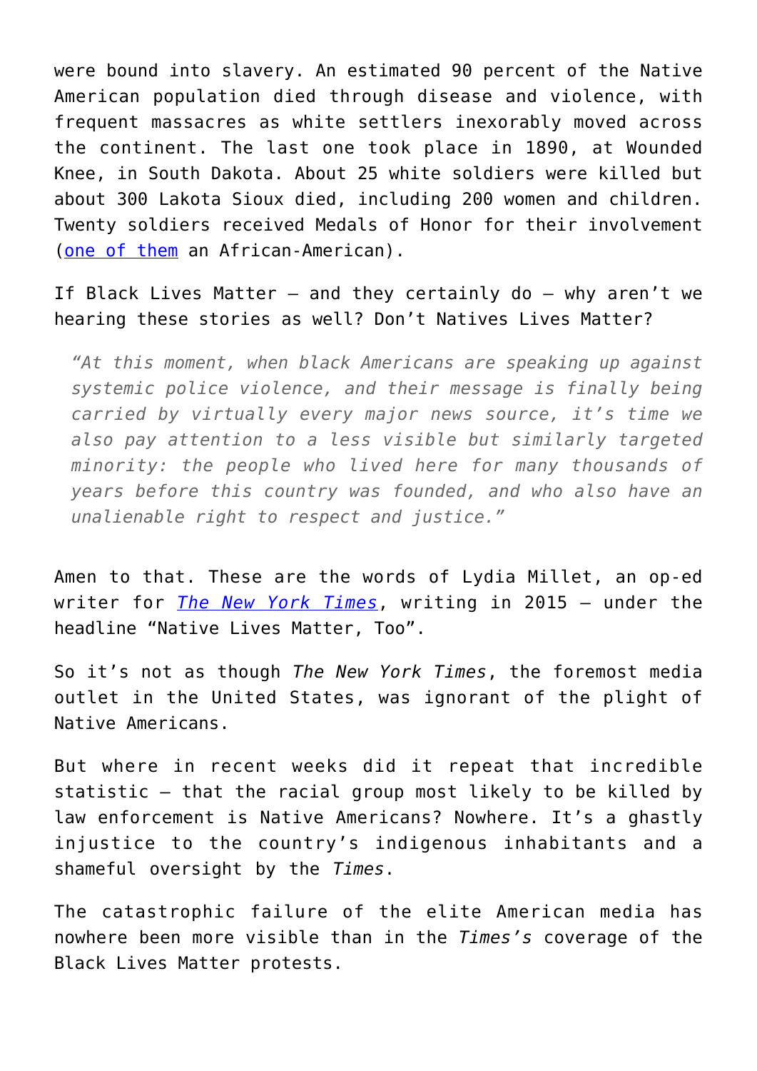were bound into slavery. An estimated 90 percent of the Native American population died through disease and violence, with frequent massacres as white settlers inexorably moved across the continent. The last one took place in 1890, at Wounded Knee, in South Dakota. About 25 white soldiers were killed but about 300 Lakota Sioux died, including 200 women and children. Twenty soldiers received Medals of Honor for their involvement (one of them an African-American).

If Black Lives Matter – and they certainly do – why aren't we hearing these stories as well? Don't Natives Lives Matter?

> *"At this moment, when black Americans are speaking up against systemic police violence, and their message is finally being carried by virtually every major news source, it's time we also pay attention to a less visible but similarly targeted minority: the people who lived here for many thousands of years before this country was founded, and who also have an unalienable right to respect and justice."*

Amen to that. These are the words of Lydia Millet, an op-ed writer for *The New York Times*, writing in 2015 – under the headline "Native Lives Matter, Too".

So it's not as though *The New York Times*, the foremost media outlet in the United States, was ignorant of the plight of Native Americans.

But where in recent weeks did it repeat that incredible statistic – that the racial group most likely to be killed by law enforcement is Native Americans? Nowhere. It's a ghastly injustice to the country's indigenous inhabitants and a shameful oversight by the *Times*.

The catastrophic failure of the elite American media has nowhere been more visible than in the *Times's* coverage of the Black Lives Matter protests.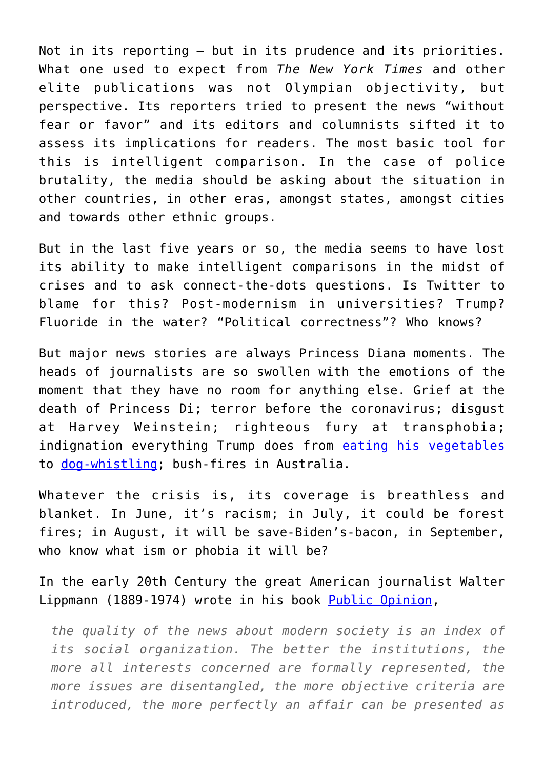Not in its reporting – but in its prudence and its priorities. What one used to expect from *The New York Times* and other elite publications was not Olympian objectivity, but perspective. Its reporters tried to present the news "without fear or favor" and its editors and columnists sifted it to assess its implications for readers. The most basic tool for this is intelligent comparison. In the case of police brutality, the media should be asking about the situation in other countries, in other eras, amongst states, amongst cities and towards other ethnic groups.

But in the last five years or so, the media seems to have lost its ability to make intelligent comparisons in the midst of crises and to ask connect-the-dots questions. Is Twitter to blame for this? Post-modernism in universities? Trump? Fluoride in the water? "Political correctness"? Who knows?

But major news stories are always Princess Diana moments. The heads of journalists are so swollen with the emotions of the moment that they have no room for anything else. Grief at the death of Princess Di; terror before the coronavirus; disgust at Harvey Weinstein; righteous fury at transphobia; indignation everything Trump does from [eating his vegetables]() to [dog-whistling](); bush-fires in Australia.

Whatever the crisis is, its coverage is breathless and blanket. In June, it's racism; in July, it could be forest fires; in August, it will be save-Biden's-bacon, in September, who know what ism or phobia it will be?

In the early 20th Century the great American journalist Walter Lippmann (1889-1974) wrote in his book [Public Opinion](),

> *the quality of the news about modern society is an index of its social organization. The better the institutions, the more all interests concerned are formally represented, the more issues are disentangled, the more objective criteria are introduced, the more perfectly an affair can be presented as*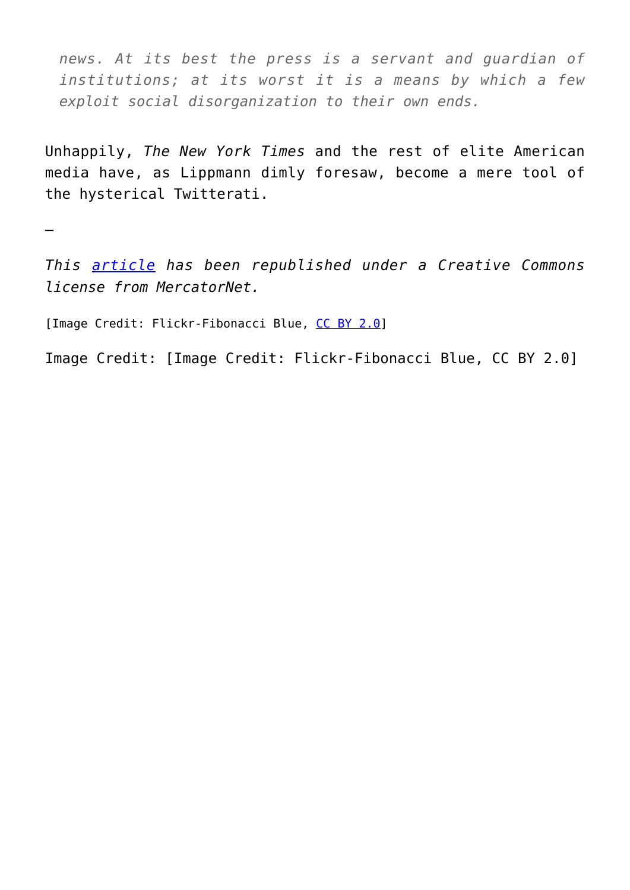> *news. At its best the press is a servant and guardian of institutions; at its worst it is a means by which a few exploit social disorganization to their own ends.*

Unhappily, *The New York Times* and the rest of elite American media have, as Lippmann dimly foresaw, become a mere tool of the hysterical Twitterati.

—

*This article has been republished under a Creative Commons license from MercatorNet.*

[Image Credit: Flickr-Fibonacci Blue, CC BY 2.0]

Image Credit: [Image Credit: Flickr-Fibonacci Blue, CC BY 2.0]